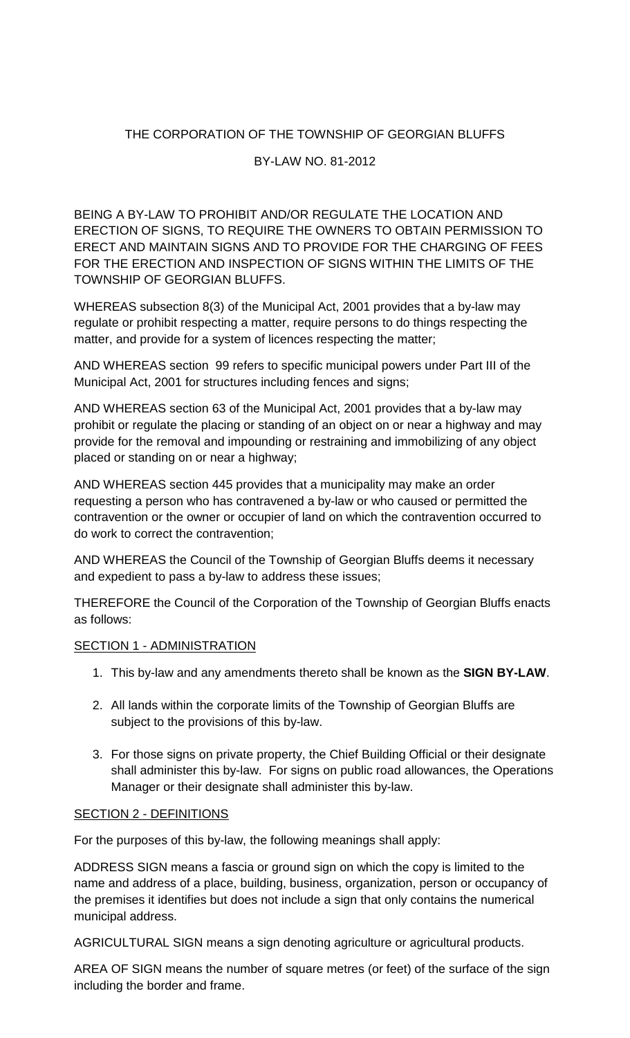THE CORPORATION OF THE TOWNSHIP OF GEORGIAN BLUFFS

BY-LAW NO. 81-2012

BEING A BY-LAW TO PROHIBIT AND/OR REGULATE THE LOCATION AND ERECTION OF SIGNS, TO REQUIRE THE OWNERS TO OBTAIN PERMISSION TO ERECT AND MAINTAIN SIGNS AND TO PROVIDE FOR THE CHARGING OF FEES FOR THE ERECTION AND INSPECTION OF SIGNS WITHIN THE LIMITS OF THE TOWNSHIP OF GEORGIAN BLUFFS.

WHEREAS subsection 8(3) of the Municipal Act, 2001 provides that a by-law may regulate or prohibit respecting a matter, require persons to do things respecting the matter, and provide for a system of licences respecting the matter;

AND WHEREAS section 99 refers to specific municipal powers under Part III of the Municipal Act, 2001 for structures including fences and signs;

AND WHEREAS section 63 of the Municipal Act, 2001 provides that a by-law may prohibit or regulate the placing or standing of an object on or near a highway and may provide for the removal and impounding or restraining and immobilizing of any object placed or standing on or near a highway;

AND WHEREAS section 445 provides that a municipality may make an order requesting a person who has contravened a by-law or who caused or permitted the contravention or the owner or occupier of land on which the contravention occurred to do work to correct the contravention;

AND WHEREAS the Council of the Township of Georgian Bluffs deems it necessary and expedient to pass a by-law to address these issues;

THEREFORE the Council of the Corporation of the Township of Georgian Bluffs enacts as follows:

## SECTION 1 - ADMINISTRATION

1. This by-law and any amendments thereto shall be known as the **SIGN BY-LAW**.
2. All lands within the corporate limits of the Township of Georgian Bluffs are subject to the provisions of this by-law.
3. For those signs on private property, the Chief Building Official or their designate shall administer this by-law. For signs on public road allowances, the Operations Manager or their designate shall administer this by-law.

## SECTION 2 - DEFINITIONS

For the purposes of this by-law, the following meanings shall apply:

ADDRESS SIGN means a fascia or ground sign on which the copy is limited to the name and address of a place, building, business, organization, person or occupancy of the premises it identifies but does not include a sign that only contains the numerical municipal address.

AGRICULTURAL SIGN means a sign denoting agriculture or agricultural products.

AREA OF SIGN means the number of square metres (or feet) of the surface of the sign including the border and frame.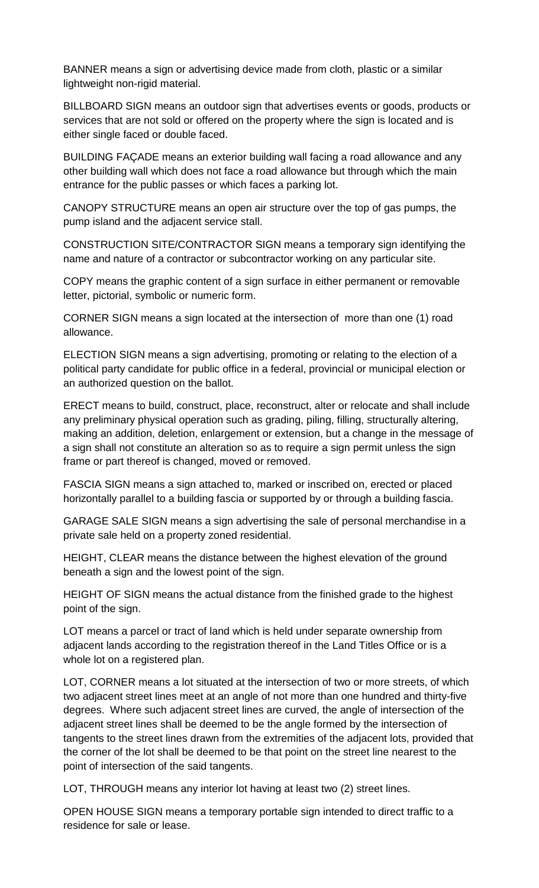BANNER means a sign or advertising device made from cloth, plastic or a similar lightweight non-rigid material.

BILLBOARD SIGN means an outdoor sign that advertises events or goods, products or services that are not sold or offered on the property where the sign is located and is either single faced or double faced.

BUILDING FAÇADE means an exterior building wall facing a road allowance and any other building wall which does not face a road allowance but through which the main entrance for the public passes or which faces a parking lot.

CANOPY STRUCTURE means an open air structure over the top of gas pumps, the pump island and the adjacent service stall.

CONSTRUCTION SITE/CONTRACTOR SIGN means a temporary sign identifying the name and nature of a contractor or subcontractor working on any particular site.

COPY means the graphic content of a sign surface in either permanent or removable letter, pictorial, symbolic or numeric form.

CORNER SIGN means a sign located at the intersection of more than one (1) road allowance.

ELECTION SIGN means a sign advertising, promoting or relating to the election of a political party candidate for public office in a federal, provincial or municipal election or an authorized question on the ballot.

ERECT means to build, construct, place, reconstruct, alter or relocate and shall include any preliminary physical operation such as grading, piling, filling, structurally altering, making an addition, deletion, enlargement or extension, but a change in the message of a sign shall not constitute an alteration so as to require a sign permit unless the sign frame or part thereof is changed, moved or removed.

FASCIA SIGN means a sign attached to, marked or inscribed on, erected or placed horizontally parallel to a building fascia or supported by or through a building fascia.

GARAGE SALE SIGN means a sign advertising the sale of personal merchandise in a private sale held on a property zoned residential.

HEIGHT, CLEAR means the distance between the highest elevation of the ground beneath a sign and the lowest point of the sign.

HEIGHT OF SIGN means the actual distance from the finished grade to the highest point of the sign.

LOT means a parcel or tract of land which is held under separate ownership from adjacent lands according to the registration thereof in the Land Titles Office or is a whole lot on a registered plan.

LOT, CORNER means a lot situated at the intersection of two or more streets, of which two adjacent street lines meet at an angle of not more than one hundred and thirty-five degrees. Where such adjacent street lines are curved, the angle of intersection of the adjacent street lines shall be deemed to be the angle formed by the intersection of tangents to the street lines drawn from the extremities of the adjacent lots, provided that the corner of the lot shall be deemed to be that point on the street line nearest to the point of intersection of the said tangents.

LOT, THROUGH means any interior lot having at least two (2) street lines.

OPEN HOUSE SIGN means a temporary portable sign intended to direct traffic to a residence for sale or lease.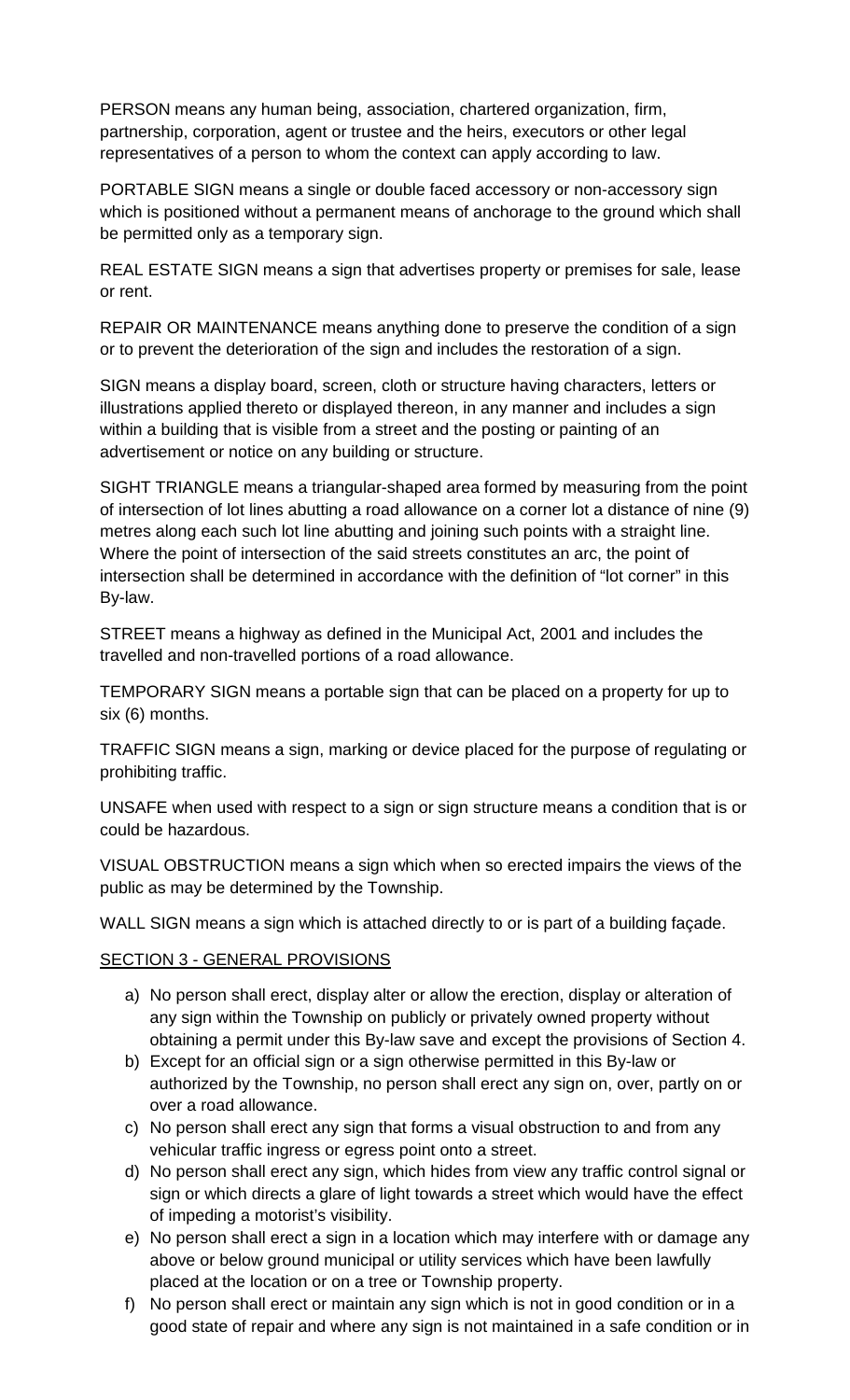PERSON means any human being, association, chartered organization, firm, partnership, corporation, agent or trustee and the heirs, executors or other legal representatives of a person to whom the context can apply according to law.

PORTABLE SIGN means a single or double faced accessory or non-accessory sign which is positioned without a permanent means of anchorage to the ground which shall be permitted only as a temporary sign.

REAL ESTATE SIGN means a sign that advertises property or premises for sale, lease or rent.

REPAIR OR MAINTENANCE means anything done to preserve the condition of a sign or to prevent the deterioration of the sign and includes the restoration of a sign.

SIGN means a display board, screen, cloth or structure having characters, letters or illustrations applied thereto or displayed thereon, in any manner and includes a sign within a building that is visible from a street and the posting or painting of an advertisement or notice on any building or structure.

SIGHT TRIANGLE means a triangular-shaped area formed by measuring from the point of intersection of lot lines abutting a road allowance on a corner lot a distance of nine (9) metres along each such lot line abutting and joining such points with a straight line. Where the point of intersection of the said streets constitutes an arc, the point of intersection shall be determined in accordance with the definition of "lot corner" in this By-law.

STREET means a highway as defined in the Municipal Act, 2001 and includes the travelled and non-travelled portions of a road allowance.

TEMPORARY SIGN means a portable sign that can be placed on a property for up to six (6) months.

TRAFFIC SIGN means a sign, marking or device placed for the purpose of regulating or prohibiting traffic.

UNSAFE when used with respect to a sign or sign structure means a condition that is or could be hazardous.

VISUAL OBSTRUCTION means a sign which when so erected impairs the views of the public as may be determined by the Township.

WALL SIGN means a sign which is attached directly to or is part of a building façade.

## SECTION 3 - GENERAL PROVISIONS

a) No person shall erect, display alter or allow the erection, display or alteration of any sign within the Township on publicly or privately owned property without obtaining a permit under this By-law save and except the provisions of Section 4.
b) Except for an official sign or a sign otherwise permitted in this By-law or authorized by the Township, no person shall erect any sign on, over, partly on or over a road allowance.
c) No person shall erect any sign that forms a visual obstruction to and from any vehicular traffic ingress or egress point onto a street.
d) No person shall erect any sign, which hides from view any traffic control signal or sign or which directs a glare of light towards a street which would have the effect of impeding a motorist's visibility.
e) No person shall erect a sign in a location which may interfere with or damage any above or below ground municipal or utility services which have been lawfully placed at the location or on a tree or Township property.
f) No person shall erect or maintain any sign which is not in good condition or in a good state of repair and where any sign is not maintained in a safe condition or in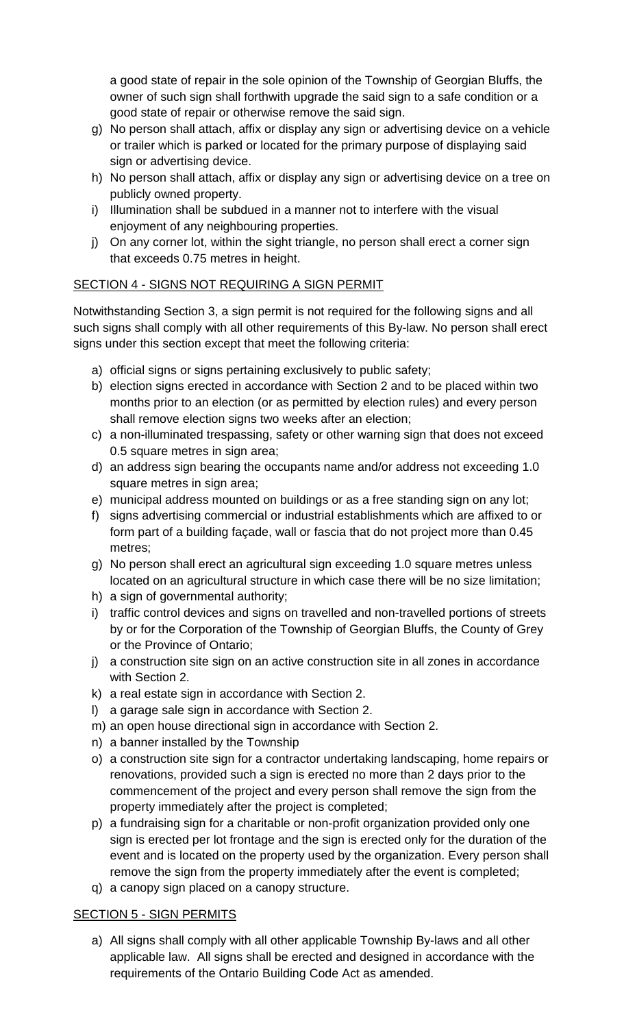a good state of repair in the sole opinion of the Township of Georgian Bluffs, the owner of such sign shall forthwith upgrade the said sign to a safe condition or a good state of repair or otherwise remove the said sign.

g) No person shall attach, affix or display any sign or advertising device on a vehicle or trailer which is parked or located for the primary purpose of displaying said sign or advertising device.
h) No person shall attach, affix or display any sign or advertising device on a tree on publicly owned property.
i) Illumination shall be subdued in a manner not to interfere with the visual enjoyment of any neighbouring properties.
j) On any corner lot, within the sight triangle, no person shall erect a corner sign that exceeds 0.75 metres in height.

## SECTION 4 - SIGNS NOT REQUIRING A SIGN PERMIT

Notwithstanding Section 3, a sign permit is not required for the following signs and all such signs shall comply with all other requirements of this By-law. No person shall erect signs under this section except that meet the following criteria:

a) official signs or signs pertaining exclusively to public safety;
b) election signs erected in accordance with Section 2 and to be placed within two months prior to an election (or as permitted by election rules) and every person shall remove election signs two weeks after an election;
c) a non-illuminated trespassing, safety or other warning sign that does not exceed 0.5 square metres in sign area;
d) an address sign bearing the occupants name and/or address not exceeding 1.0 square metres in sign area;
e) municipal address mounted on buildings or as a free standing sign on any lot;
f) signs advertising commercial or industrial establishments which are affixed to or form part of a building façade, wall or fascia that do not project more than 0.45 metres;
g) No person shall erect an agricultural sign exceeding 1.0 square metres unless located on an agricultural structure in which case there will be no size limitation;
h) a sign of governmental authority;
i) traffic control devices and signs on travelled and non-travelled portions of streets by or for the Corporation of the Township of Georgian Bluffs, the County of Grey or the Province of Ontario;
j) a construction site sign on an active construction site in all zones in accordance with Section 2.
k) a real estate sign in accordance with Section 2.
l) a garage sale sign in accordance with Section 2.
m) an open house directional sign in accordance with Section 2.
n) a banner installed by the Township
o) a construction site sign for a contractor undertaking landscaping, home repairs or renovations, provided such a sign is erected no more than 2 days prior to the commencement of the project and every person shall remove the sign from the property immediately after the project is completed;
p) a fundraising sign for a charitable or non-profit organization provided only one sign is erected per lot frontage and the sign is erected only for the duration of the event and is located on the property used by the organization. Every person shall remove the sign from the property immediately after the event is completed;
q) a canopy sign placed on a canopy structure.

## SECTION 5 - SIGN PERMITS

a) All signs shall comply with all other applicable Township By-laws and all other applicable law. All signs shall be erected and designed in accordance with the requirements of the Ontario Building Code Act as amended.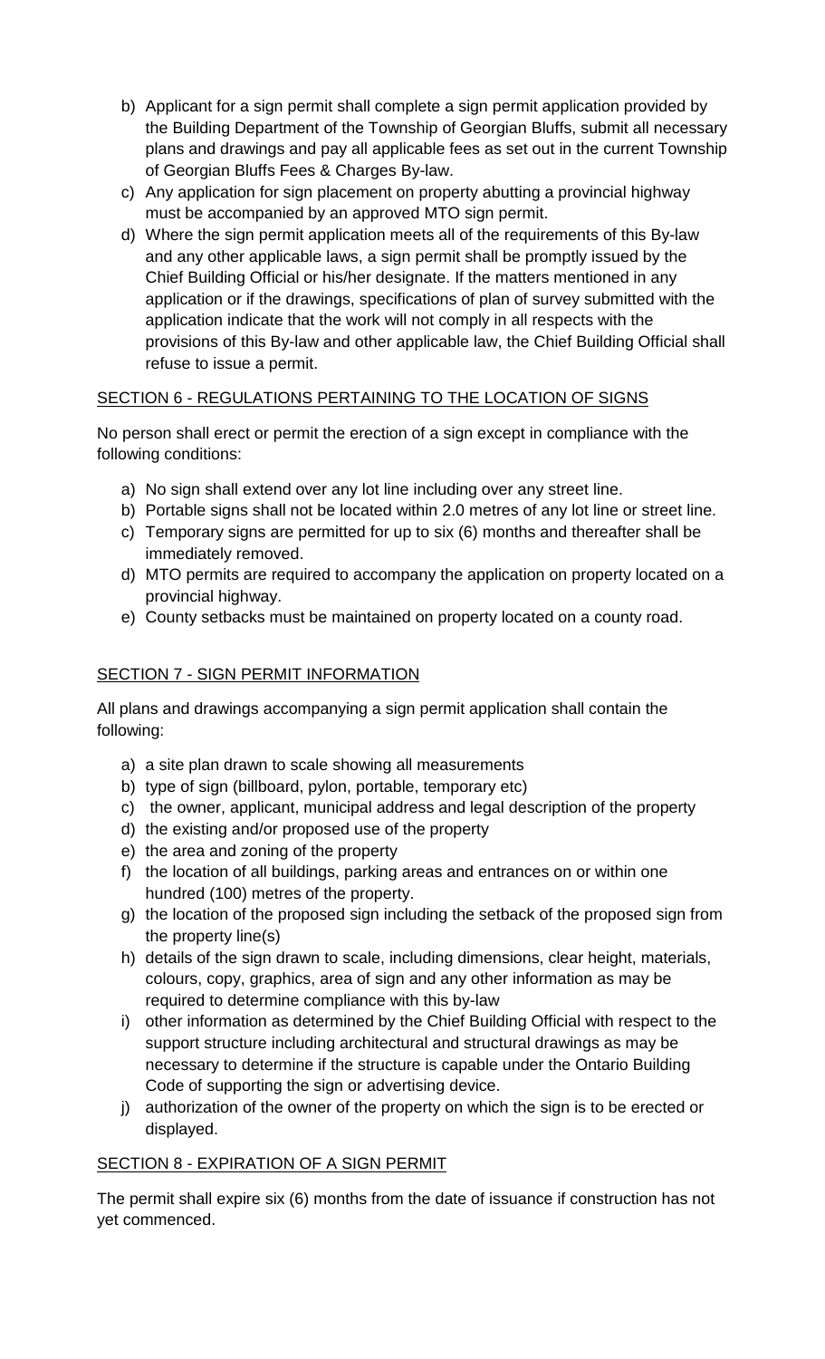b) Applicant for a sign permit shall complete a sign permit application provided by the Building Department of the Township of Georgian Bluffs, submit all necessary plans and drawings and pay all applicable fees as set out in the current Township of Georgian Bluffs Fees & Charges By-law.
c) Any application for sign placement on property abutting a provincial highway must be accompanied by an approved MTO sign permit.
d) Where the sign permit application meets all of the requirements of this By-law and any other applicable laws, a sign permit shall be promptly issued by the Chief Building Official or his/her designate. If the matters mentioned in any application or if the drawings, specifications of plan of survey submitted with the application indicate that the work will not comply in all respects with the provisions of this By-law and other applicable law, the Chief Building Official shall refuse to issue a permit.

## SECTION 6 - REGULATIONS PERTAINING TO THE LOCATION OF SIGNS

No person shall erect or permit the erection of a sign except in compliance with the following conditions:

a) No sign shall extend over any lot line including over any street line.
b) Portable signs shall not be located within 2.0 metres of any lot line or street line.
c) Temporary signs are permitted for up to six (6) months and thereafter shall be immediately removed.
d) MTO permits are required to accompany the application on property located on a provincial highway.
e) County setbacks must be maintained on property located on a county road.

## SECTION 7 - SIGN PERMIT INFORMATION

All plans and drawings accompanying a sign permit application shall contain the following:

a) a site plan drawn to scale showing all measurements
b) type of sign (billboard, pylon, portable, temporary etc)
c) the owner, applicant, municipal address and legal description of the property
d) the existing and/or proposed use of the property
e) the area and zoning of the property
f) the location of all buildings, parking areas and entrances on or within one hundred (100) metres of the property.
g) the location of the proposed sign including the setback of the proposed sign from the property line(s)
h) details of the sign drawn to scale, including dimensions, clear height, materials, colours, copy, graphics, area of sign and any other information as may be required to determine compliance with this by-law
i) other information as determined by the Chief Building Official with respect to the support structure including architectural and structural drawings as may be necessary to determine if the structure is capable under the Ontario Building Code of supporting the sign or advertising device.
j) authorization of the owner of the property on which the sign is to be erected or displayed.

## SECTION 8 - EXPIRATION OF A SIGN PERMIT

The permit shall expire six (6) months from the date of issuance if construction has not yet commenced.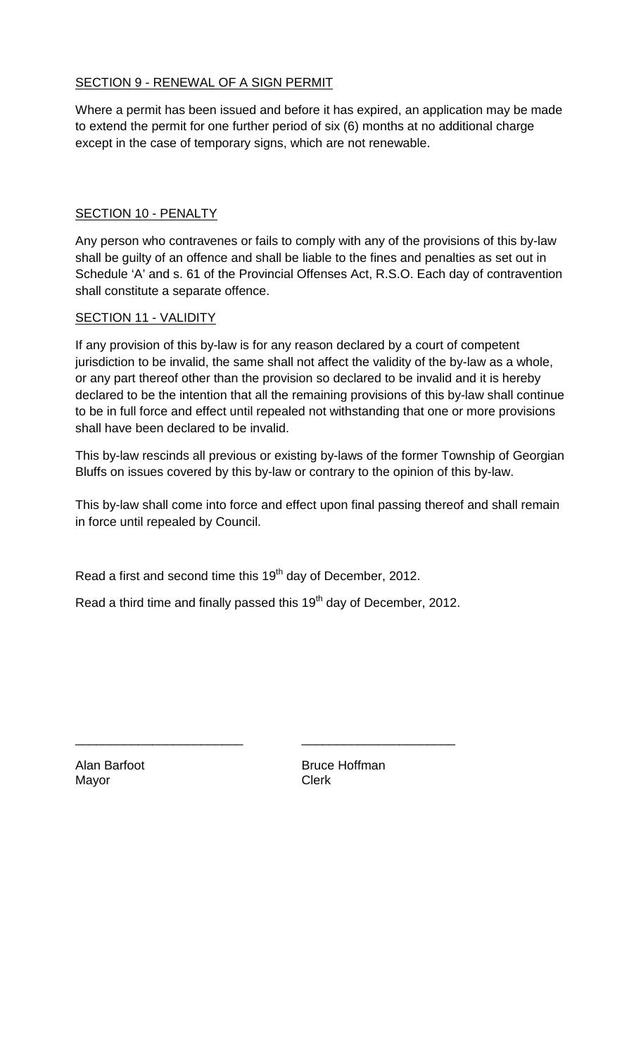SECTION 9 - RENEWAL OF A SIGN PERMIT

Where a permit has been issued and before it has expired, an application may be made to extend the permit for one further period of six (6) months at no additional charge except in the case of temporary signs, which are not renewable.

SECTION 10 - PENALTY

Any person who contravenes or fails to comply with any of the provisions of this by-law shall be guilty of an offence and shall be liable to the fines and penalties as set out in Schedule 'A' and s. 61 of the Provincial Offenses Act, R.S.O. Each day of contravention shall constitute a separate offence.

SECTION 11 - VALIDITY

If any provision of this by-law is for any reason declared by a court of competent jurisdiction to be invalid, the same shall not affect the validity of the by-law as a whole, or any part thereof other than the provision so declared to be invalid and it is hereby declared to be the intention that all the remaining provisions of this by-law shall continue to be in full force and effect until repealed not withstanding that one or more provisions shall have been declared to be invalid.

This by-law rescinds all previous or existing by-laws of the former Township of Georgian Bluffs on issues covered by this by-law or contrary to the opinion of this by-law.

This by-law shall come into force and effect upon final passing thereof and shall remain in force until repealed by Council.

Read a first and second time this 19th day of December, 2012.

Read a third time and finally passed this 19th day of December, 2012.

________________________ ______________________

Alan Barfoot
Mayor

Bruce Hoffman
Clerk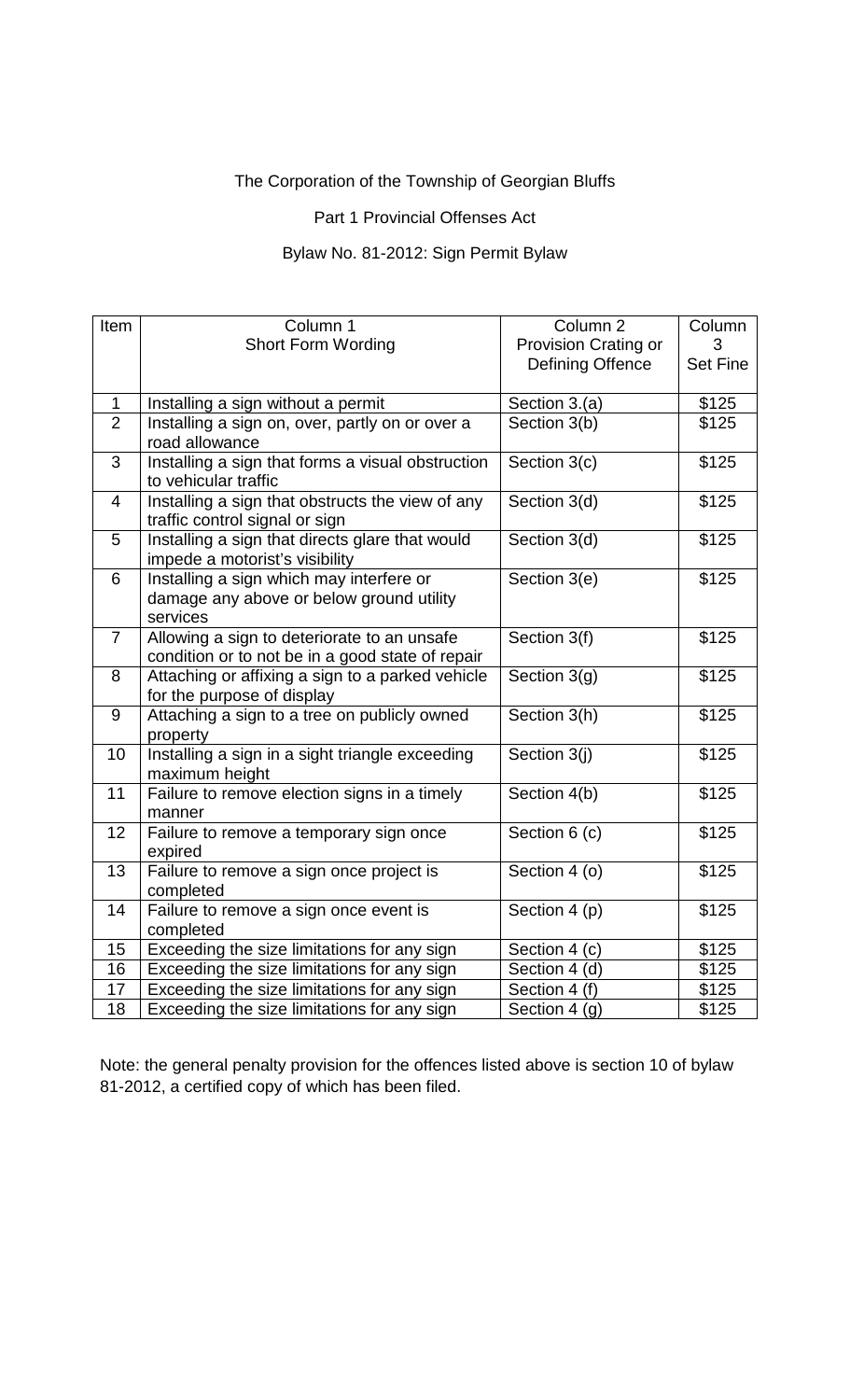The Corporation of the Township of Georgian Bluffs

Part 1 Provincial Offenses Act

Bylaw No. 81-2012: Sign Permit Bylaw

| Item | Column 1<br>Short Form Wording | Column 2<br>Provision Crating or Defining Offence | Column 3<br>Set Fine |
|---|---|---|---|
| 1 | Installing a sign without a permit | Section 3.(a) | $125 |
| 2 | Installing a sign on, over, partly on or over a road allowance | Section 3(b) | $125 |
| 3 | Installing a sign that forms a visual obstruction to vehicular traffic | Section 3(c) | $125 |
| 4 | Installing a sign that obstructs the view of any traffic control signal or sign | Section 3(d) | $125 |
| 5 | Installing a sign that directs glare that would impede a motorist's visibility | Section 3(d) | $125 |
| 6 | Installing a sign which may interfere or damage any above or below ground utility services | Section 3(e) | $125 |
| 7 | Allowing a sign to deteriorate to an unsafe condition or to not be in a good state of repair | Section 3(f) | $125 |
| 8 | Attaching or affixing a sign to a parked vehicle for the purpose of display | Section 3(g) | $125 |
| 9 | Attaching a sign to a tree on publicly owned property | Section 3(h) | $125 |
| 10 | Installing a sign in a sight triangle exceeding maximum height | Section 3(j) | $125 |
| 11 | Failure to remove election signs in a timely manner | Section 4(b) | $125 |
| 12 | Failure to remove a temporary sign once expired | Section 6 (c) | $125 |
| 13 | Failure to remove a sign once project is completed | Section 4 (o) | $125 |
| 14 | Failure to remove a sign once event is completed | Section 4 (p) | $125 |
| 15 | Exceeding the size limitations for any sign | Section 4 (c) | $125 |
| 16 | Exceeding the size limitations for any sign | Section 4 (d) | $125 |
| 17 | Exceeding the size limitations for any sign | Section 4 (f) | $125 |
| 18 | Exceeding the size limitations for any sign | Section 4 (g) | $125 |

Note: the general penalty provision for the offences listed above is section 10 of bylaw 81-2012, a certified copy of which has been filed.